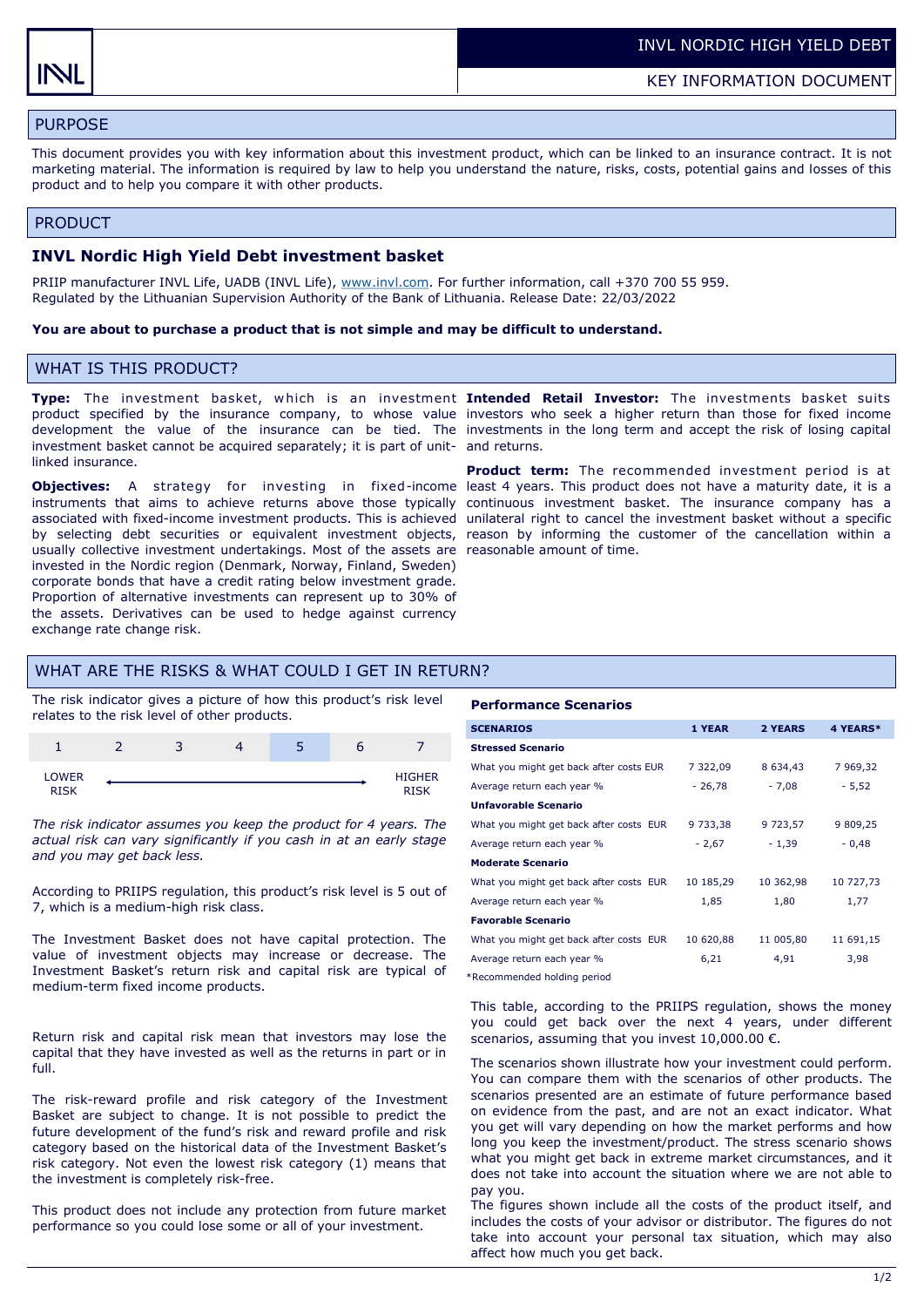# INVL NORDIC HIGH YIELD DEBT

KEY INFORMATION DOCUMENT

## PURPOSE

This document provides you with key information about this investment product, which can be linked to an insurance contract. It is not marketing material. The information is required by law to help you understand the nature, risks, costs, potential gains and losses of this product and to help you compare it with other products.

## PRODUCT

### INVL Nordic High Yield Debt investment basket

PRIIP manufacturer INVL Life, UADB (INVL Life), www.invl.com. For further information, call +370 700 55 959.
Regulated by the Lithuanian Supervision Authority of the Bank of Lithuania. Release Date: 22/03/2022

**You are about to purchase a product that is not simple and may be difficult to understand.**

## WHAT IS THIS PRODUCT?

**Type:** The investment basket, which is an investment product specified by the insurance company, to whose value development the value of the insurance can be tied. The investment basket cannot be acquired separately; it is part of unit-linked insurance.

**Objectives:** A strategy for investing in fixed-income instruments that aims to achieve returns above those typically associated with fixed-income investment products. This is achieved by selecting debt securities or equivalent investment objects, usually collective investment undertakings. Most of the assets are invested in the Nordic region (Denmark, Norway, Finland, Sweden) corporate bonds that have a credit rating below investment grade. Proportion of alternative investments can represent up to 30% of the assets. Derivatives can be used to hedge against currency exchange rate change risk.

**Intended Retail Investor:** The investments basket suits investors who seek a higher return than those for fixed income investments in the long term and accept the risk of losing capital and returns.

**Product term:** The recommended investment period is at least 4 years. This product does not have a maturity date, it is a continuous investment basket. The insurance company has a unilateral right to cancel the investment basket without a specific reason by informing the customer of the cancellation within a reasonable amount of time.

## WHAT ARE THE RISKS & WHAT COULD I GET IN RETURN?

The risk indicator gives a picture of how this product's risk level relates to the risk level of other products.

| 1 | 2 | 3 | 4 | **5** | 6 | 7 |
|---|---|---|---|---|---|---|
| LOWER RISK | | | | | | HIGHER RISK |

*The risk indicator assumes you keep the product for 4 years. The actual risk can vary significantly if you cash in at an early stage and you may get back less.*

According to PRIIPS regulation, this product's risk level is 5 out of 7, which is a medium-high risk class.

The Investment Basket does not have capital protection. The value of investment objects may increase or decrease. The Investment Basket's return risk and capital risk are typical of medium-term fixed income products.

Return risk and capital risk mean that investors may lose the capital that they have invested as well as the returns in part or in full.

The risk-reward profile and risk category of the Investment Basket are subject to change. It is not possible to predict the future development of the fund's risk and reward profile and risk category based on the historical data of the Investment Basket's risk category. Not even the lowest risk category (1) means that the investment is completely risk-free.

This product does not include any protection from future market performance so you could lose some or all of your investment.

### Performance Scenarios

| SCENARIOS | 1 YEAR | 2 YEARS | 4 YEARS* |
|---|---|---|---|
| **Stressed Scenario** | | | |
| What you might get back after costs EUR | 7 322,09 | 8 634,43 | 7 969,32 |
| Average return each year % | - 26,78 | - 7,08 | - 5,52 |
| **Unfavorable Scenario** | | | |
| What you might get back after costs EUR | 9 733,38 | 9 723,57 | 9 809,25 |
| Average return each year % | - 2,67 | - 1,39 | - 0,48 |
| **Moderate Scenario** | | | |
| What you might get back after costs EUR | 10 185,29 | 10 362,98 | 10 727,73 |
| Average return each year % | 1,85 | 1,80 | 1,77 |
| **Favorable Scenario** | | | |
| What you might get back after costs EUR | 10 620,88 | 11 005,80 | 11 691,15 |
| Average return each year % | 6,21 | 4,91 | 3,98 |

*Recommended holding period

This table, according to the PRIIPS regulation, shows the money you could get back over the next 4 years, under different scenarios, assuming that you invest 10,000.00 €.

The scenarios shown illustrate how your investment could perform. You can compare them with the scenarios of other products. The scenarios presented are an estimate of future performance based on evidence from the past, and are not an exact indicator. What you get will vary depending on how the market performs and how long you keep the investment/product. The stress scenario shows what you might get back in extreme market circumstances, and it does not take into account the situation where we are not able to pay you.

The figures shown include all the costs of the product itself, and includes the costs of your advisor or distributor. The figures do not take into account your personal tax situation, which may also affect how much you get back.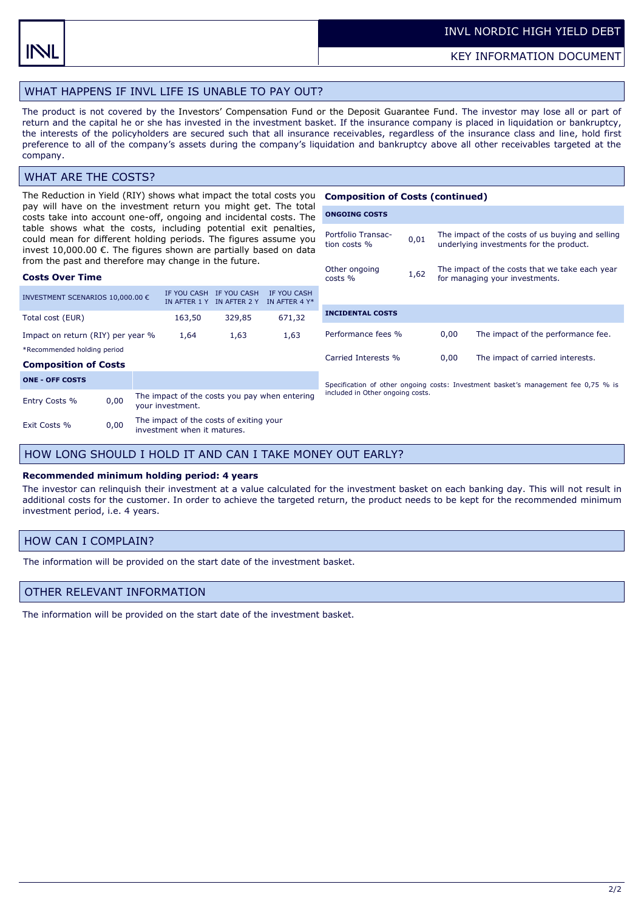## WHAT HAPPENS IF INVL LIFE IS UNABLE TO PAY OUT?

The product is not covered by the Investors' Compensation Fund or the Deposit Guarantee Fund. The investor may lose all or part of return and the capital he or she has invested in the investment basket. If the insurance company is placed in liquidation or bankruptcy, the interests of the policyholders are secured such that all insurance receivables, regardless of the insurance class and line, hold first preference to all of the company's assets during the company's liquidation and bankruptcy above all other receivables targeted at the company.

## WHAT ARE THE COSTS?

The Reduction in Yield (RIY) shows what impact the total costs you pay will have on the investment return you might get. The total costs take into account one-off, ongoing and incidental costs. The table shows what the costs, including potential exit penalties, could mean for different holding periods. The figures assume you invest 10,000.00 €. The figures shown are partially based on data from the past and therefore may change in the future.

### Costs Over Time

| INVESTMENT SCENARIOS 10,000.00 € | IF YOU CASH IN AFTER 1 Y | IF YOU CASH IN AFTER 2 Y | IF YOU CASH IN AFTER 4 Y* |
|---|---|---|---|
| Total cost (EUR) | 163,50 | 329,85 | 671,32 |
| Impact on return (RIY) per year % | 1,64 | 1,63 | 1,63 |

*Recommended holding period

### Composition of Costs

| ONE - OFF COSTS | | |
|---|---|---|
| Entry Costs % | 0,00 | The impact of the costs you pay when entering your investment. |
| Exit Costs % | 0,00 | The impact of the costs of exiting your investment when it matures. |

### Composition of Costs (continued)

| ONGOING COSTS | | |
|---|---|---|
| Portfolio Transaction costs % | 0,01 | The impact of the costs of us buying and selling underlying investments for the product. |
| Other ongoing costs % | 1,62 | The impact of the costs that we take each year for managing your investments. |

| INCIDENTAL COSTS | | |
|---|---|---|
| Performance fees % | 0,00 | The impact of the performance fee. |
| Carried Interests % | 0,00 | The impact of carried interests. |

Specification of other ongoing costs: Investment basket's management fee 0,75 % is included in Other ongoing costs.

## HOW LONG SHOULD I HOLD IT AND CAN I TAKE MONEY OUT EARLY?

**Recommended minimum holding period: 4 years**

The investor can relinquish their investment at a value calculated for the investment basket on each banking day. This will not result in additional costs for the customer. In order to achieve the targeted return, the product needs to be kept for the recommended minimum investment period, i.e. 4 years.

## HOW CAN I COMPLAIN?

The information will be provided on the start date of the investment basket.

## OTHER RELEVANT INFORMATION

The information will be provided on the start date of the investment basket.